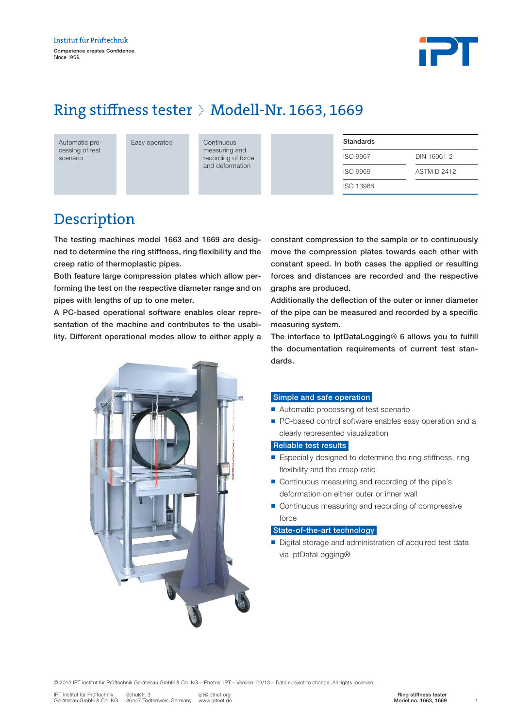Institut für Prüftechnik

Competence creates Confidence.
Since 1969.

# Ring stiffness tester › Modell-Nr. 1663, 1669

Automatic processing of test scenario

Easy operated

Continuous measuring and recording of force and deformation

| Standards | |
|---|---|
| ISO 9967 | DIN 16961-2 |
| ISO 9969 | ASTM D 2412 |
| ISO 13968 | |

## Description

The testing machines model 1663 and 1669 are designed to determine the ring stiffness, ring flexibility and the creep ratio of thermoplastic pipes.

Both feature large compression plates which allow performing the test on the respective diameter range and on pipes with lengths of up to one meter.

A PC-based operational software enables clear representation of the machine and contributes to the usability. Different operational modes allow to either apply a constant compression to the sample or to continuously move the compression plates towards each other with constant speed. In both cases the applied or resulting forces and distances are recorded and the respective graphs are produced.

Additionally the deflection of the outer or inner diameter of the pipe can be measured and recorded by a specific measuring system.

The interface to IptDataLogging® 6 allows you to fulfill the documentation requirements of current test standards.

**Simple and safe operation**

- Automatic processing of test scenario
- PC-based control software enables easy operation and a clearly represented visualization

**Reliable test results**

- Especially designed to determine the ring stiffness, ring flexibility and the creep ratio
- Continuous measuring and recording of the pipe´s deformation on either outer or inner wall
- Continuous measuring and recording of compressive force

**State-of-the-art technology**

- Digital storage and administration of acquired test data via IptDataLogging®

© 2013 IPT Institut für Prüftechnik Gerätebau GmbH & Co. KG – Photos: IPT – Version: 09/13 – Data subject to change. All rights reserved

IPT Institut für Prüftechnik Gerätebau GmbH & Co. KG | Schulstr. 3, 86447 Todtenweis, Germany | ipt@iptnet.org, www.iptnet.de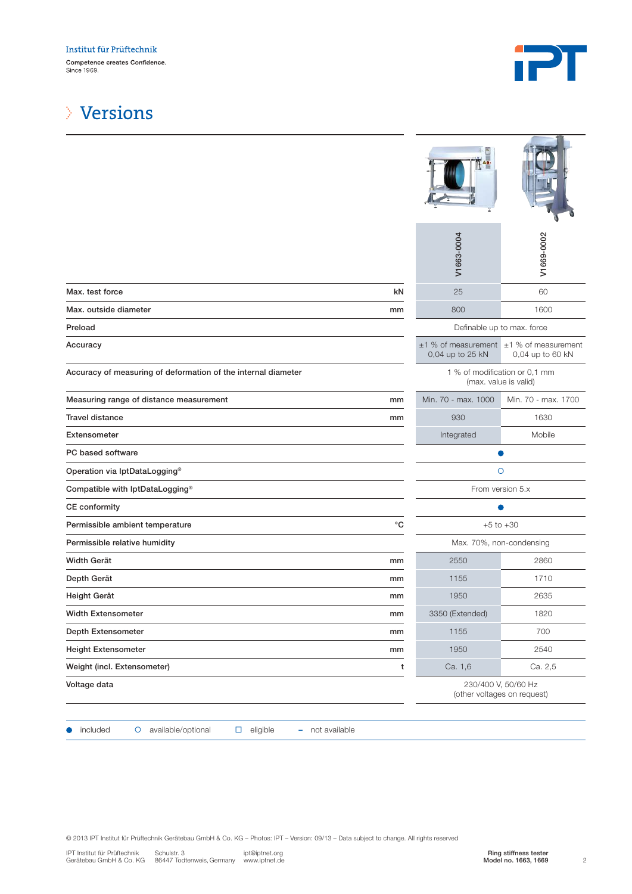## Versions

| | | V1663-0004 | V1669-0002 |
|---|---|---|---|
| Max. test force | kN | 25 | 60 |
| Max. outside diameter | mm | 800 | 1600 |
| Preload | | Definable up to max. force | |
| Accuracy | | ±1 % of measurement 0,04 up to 25 kN | ±1 % of measurement 0,04 up to 60 kN |
| Accuracy of measuring of deformation of the internal diameter | | 1 % of modification or 0,1 mm (max. value is valid) | |
| Measuring range of distance measurement | mm | Min. 70 - max. 1000 | Min. 70 - max. 1700 |
| Travel distance | mm | 930 | 1630 |
| Extensometer | | Integrated | Mobile |
| PC based software | | ● | |
| Operation via IptDataLogging® | | ○ | |
| Compatible with IptDataLogging® | | From version 5.x | |
| CE conformity | | ● | |
| Permissible ambient temperature | °C | +5 to +30 | |
| Permissible relative humidity | | Max. 70%, non-condensing | |
| Width Gerät | mm | 2550 | 2860 |
| Depth Gerät | mm | 1155 | 1710 |
| Height Gerät | mm | 1950 | 2635 |
| Width Extensometer | mm | 3350 (Extended) | 1820 |
| Depth Extensometer | mm | 1155 | 700 |
| Height Extensometer | mm | 1950 | 2540 |
| Weight (incl. Extensometer) | t | Ca. 1,6 | Ca. 2,5 |
| Voltage data | | 230/400 V, 50/60 Hz (other voltages on request) | |

● included ○ available/optional □ eligible – not available

© 2013 IPT Institut für Prüftechnik Gerätebau GmbH & Co. KG – Photos: IPT – Version: 09/13 – Data subject to change. All rights reserved

IPT Institut für Prüftechnik Gerätebau GmbH & Co. KG · Schulstr. 3, 86447 Todtenweis, Germany · ipt@iptnet.org · www.iptnet.de

Ring stiffness tester
Model no. 1663, 1669